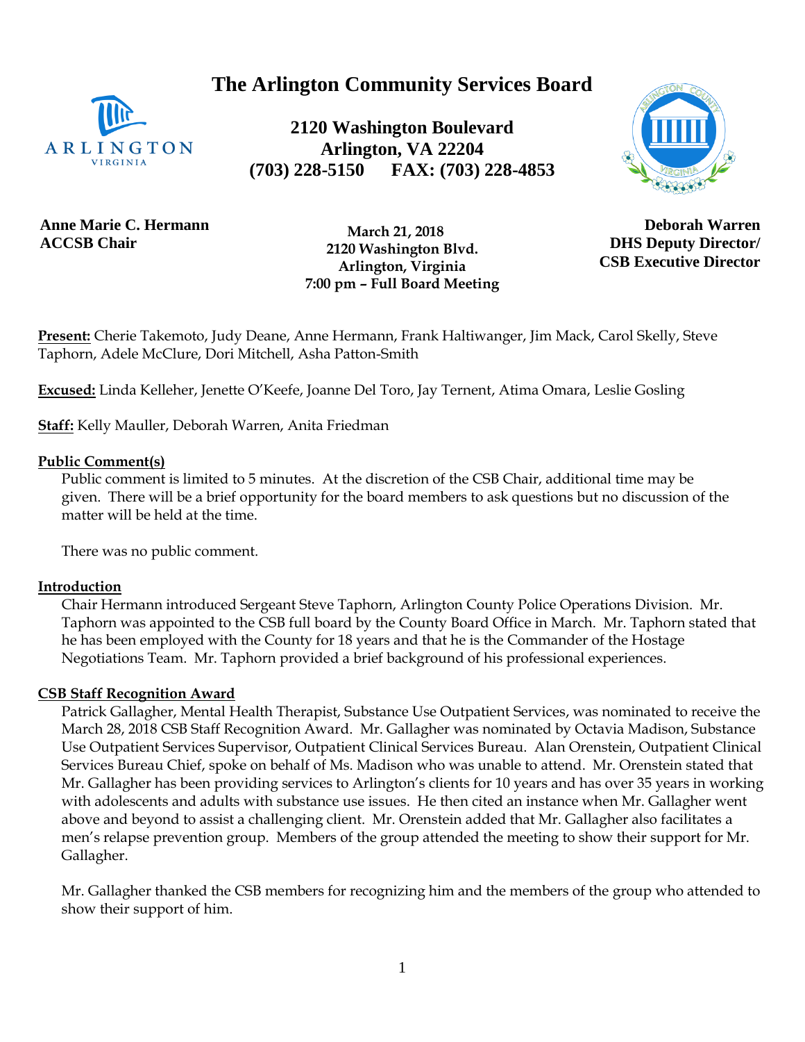# The Arlington Community Services Board

**2120 Washington Boulevard**
**Arlington, VA 22204**
**(703) 228-5150 FAX: (703) 228-4853**

**Anne Marie C. Hermann**
**ACCSB Chair**

**March 21, 2018**
**2120 Washington Blvd.**
**Arlington, Virginia**
**7:00 pm – Full Board Meeting**

**Deborah Warren**
**DHS Deputy Director/**
**CSB Executive Director**

**Present:** Cherie Takemoto, Judy Deane, Anne Hermann, Frank Haltiwanger, Jim Mack, Carol Skelly, Steve Taphorn, Adele McClure, Dori Mitchell, Asha Patton-Smith

**Excused:** Linda Kelleher, Jenette O'Keefe, Joanne Del Toro, Jay Ternent, Atima Omara, Leslie Gosling

**Staff:** Kelly Mauller, Deborah Warren, Anita Friedman

**Public Comment(s)**

Public comment is limited to 5 minutes. At the discretion of the CSB Chair, additional time may be given. There will be a brief opportunity for the board members to ask questions but no discussion of the matter will be held at the time.

There was no public comment.

**Introduction**

Chair Hermann introduced Sergeant Steve Taphorn, Arlington County Police Operations Division. Mr. Taphorn was appointed to the CSB full board by the County Board Office in March. Mr. Taphorn stated that he has been employed with the County for 18 years and that he is the Commander of the Hostage Negotiations Team. Mr. Taphorn provided a brief background of his professional experiences.

**CSB Staff Recognition Award**

Patrick Gallagher, Mental Health Therapist, Substance Use Outpatient Services, was nominated to receive the March 28, 2018 CSB Staff Recognition Award. Mr. Gallagher was nominated by Octavia Madison, Substance Use Outpatient Services Supervisor, Outpatient Clinical Services Bureau. Alan Orenstein, Outpatient Clinical Services Bureau Chief, spoke on behalf of Ms. Madison who was unable to attend. Mr. Orenstein stated that Mr. Gallagher has been providing services to Arlington's clients for 10 years and has over 35 years in working with adolescents and adults with substance use issues. He then cited an instance when Mr. Gallagher went above and beyond to assist a challenging client. Mr. Orenstein added that Mr. Gallagher also facilitates a men's relapse prevention group. Members of the group attended the meeting to show their support for Mr. Gallagher.

Mr. Gallagher thanked the CSB members for recognizing him and the members of the group who attended to show their support of him.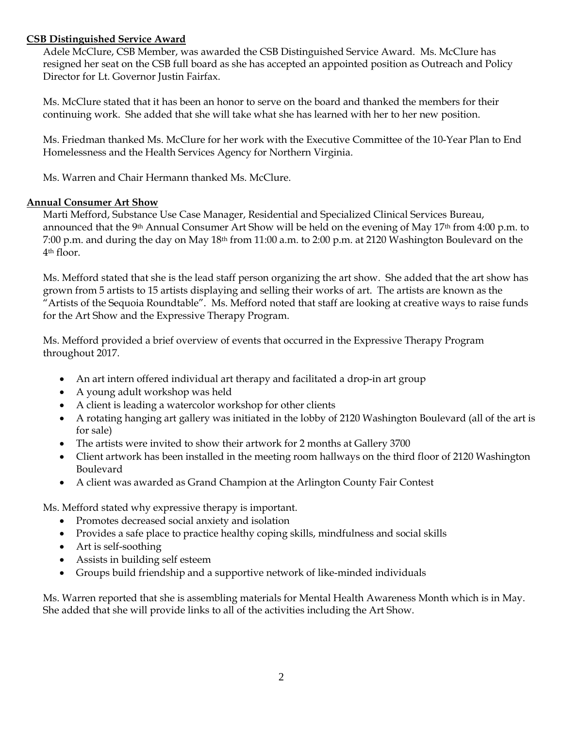**CSB Distinguished Service Award**

Adele McClure, CSB Member, was awarded the CSB Distinguished Service Award. Ms. McClure has resigned her seat on the CSB full board as she has accepted an appointed position as Outreach and Policy Director for Lt. Governor Justin Fairfax.

Ms. McClure stated that it has been an honor to serve on the board and thanked the members for their continuing work. She added that she will take what she has learned with her to her new position.

Ms. Friedman thanked Ms. McClure for her work with the Executive Committee of the 10-Year Plan to End Homelessness and the Health Services Agency for Northern Virginia.

Ms. Warren and Chair Hermann thanked Ms. McClure.

**Annual Consumer Art Show**

Marti Mefford, Substance Use Case Manager, Residential and Specialized Clinical Services Bureau, announced that the 9th Annual Consumer Art Show will be held on the evening of May 17th from 4:00 p.m. to 7:00 p.m. and during the day on May 18th from 11:00 a.m. to 2:00 p.m. at 2120 Washington Boulevard on the 4th floor.

Ms. Mefford stated that she is the lead staff person organizing the art show. She added that the art show has grown from 5 artists to 15 artists displaying and selling their works of art. The artists are known as the "Artists of the Sequoia Roundtable". Ms. Mefford noted that staff are looking at creative ways to raise funds for the Art Show and the Expressive Therapy Program.

Ms. Mefford provided a brief overview of events that occurred in the Expressive Therapy Program throughout 2017.

- An art intern offered individual art therapy and facilitated a drop-in art group
- A young adult workshop was held
- A client is leading a watercolor workshop for other clients
- A rotating hanging art gallery was initiated in the lobby of 2120 Washington Boulevard (all of the art is for sale)
- The artists were invited to show their artwork for 2 months at Gallery 3700
- Client artwork has been installed in the meeting room hallways on the third floor of 2120 Washington Boulevard
- A client was awarded as Grand Champion at the Arlington County Fair Contest

Ms. Mefford stated why expressive therapy is important.

- Promotes decreased social anxiety and isolation
- Provides a safe place to practice healthy coping skills, mindfulness and social skills
- Art is self-soothing
- Assists in building self esteem
- Groups build friendship and a supportive network of like-minded individuals

Ms. Warren reported that she is assembling materials for Mental Health Awareness Month which is in May. She added that she will provide links to all of the activities including the Art Show.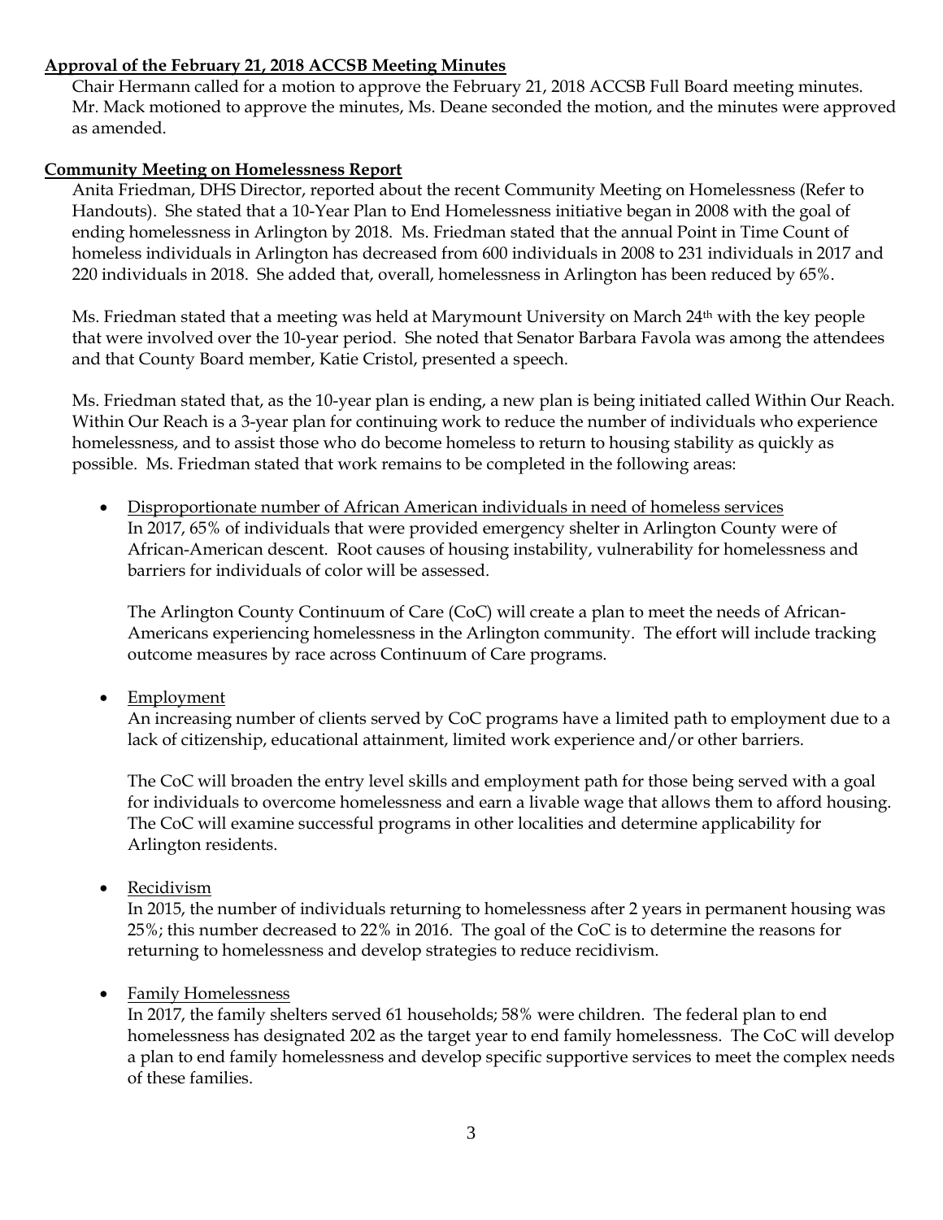**Approval of the February 21, 2018 ACCSB Meeting Minutes**

Chair Hermann called for a motion to approve the February 21, 2018 ACCSB Full Board meeting minutes. Mr. Mack motioned to approve the minutes, Ms. Deane seconded the motion, and the minutes were approved as amended.

**Community Meeting on Homelessness Report**

Anita Friedman, DHS Director, reported about the recent Community Meeting on Homelessness (Refer to Handouts). She stated that a 10-Year Plan to End Homelessness initiative began in 2008 with the goal of ending homelessness in Arlington by 2018. Ms. Friedman stated that the annual Point in Time Count of homeless individuals in Arlington has decreased from 600 individuals in 2008 to 231 individuals in 2017 and 220 individuals in 2018. She added that, overall, homelessness in Arlington has been reduced by 65%.

Ms. Friedman stated that a meeting was held at Marymount University on March 24th with the key people that were involved over the 10-year period. She noted that Senator Barbara Favola was among the attendees and that County Board member, Katie Cristol, presented a speech.

Ms. Friedman stated that, as the 10-year plan is ending, a new plan is being initiated called Within Our Reach. Within Our Reach is a 3-year plan for continuing work to reduce the number of individuals who experience homelessness, and to assist those who do become homeless to return to housing stability as quickly as possible. Ms. Friedman stated that work remains to be completed in the following areas:

- <u>Disproportionate number of African American individuals in need of homeless services</u>
  In 2017, 65% of individuals that were provided emergency shelter in Arlington County were of African-American descent. Root causes of housing instability, vulnerability for homelessness and barriers for individuals of color will be assessed.

  The Arlington County Continuum of Care (CoC) will create a plan to meet the needs of African-Americans experiencing homelessness in the Arlington community. The effort will include tracking outcome measures by race across Continuum of Care programs.

- <u>Employment</u>
  An increasing number of clients served by CoC programs have a limited path to employment due to a lack of citizenship, educational attainment, limited work experience and/or other barriers.

  The CoC will broaden the entry level skills and employment path for those being served with a goal for individuals to overcome homelessness and earn a livable wage that allows them to afford housing. The CoC will examine successful programs in other localities and determine applicability for Arlington residents.

- <u>Recidivism</u>
  In 2015, the number of individuals returning to homelessness after 2 years in permanent housing was 25%; this number decreased to 22% in 2016. The goal of the CoC is to determine the reasons for returning to homelessness and develop strategies to reduce recidivism.

- <u>Family Homelessness</u>
  In 2017, the family shelters served 61 households; 58% were children. The federal plan to end homelessness has designated 202 as the target year to end family homelessness. The CoC will develop a plan to end family homelessness and develop specific supportive services to meet the complex needs of these families.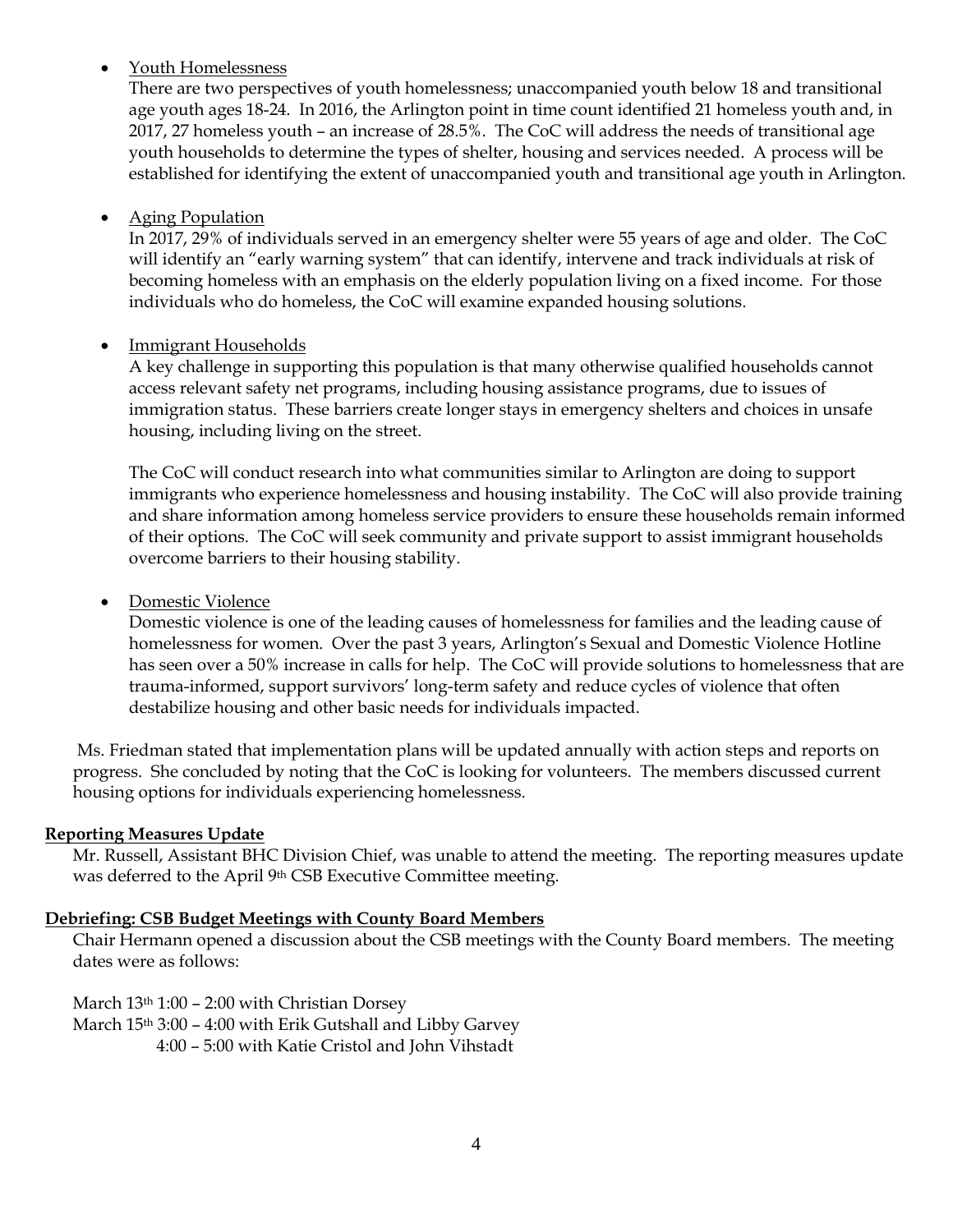- Youth Homelessness

  There are two perspectives of youth homelessness; unaccompanied youth below 18 and transitional age youth ages 18-24. In 2016, the Arlington point in time count identified 21 homeless youth and, in 2017, 27 homeless youth – an increase of 28.5%. The CoC will address the needs of transitional age youth households to determine the types of shelter, housing and services needed. A process will be established for identifying the extent of unaccompanied youth and transitional age youth in Arlington.

- Aging Population

  In 2017, 29% of individuals served in an emergency shelter were 55 years of age and older. The CoC will identify an "early warning system" that can identify, intervene and track individuals at risk of becoming homeless with an emphasis on the elderly population living on a fixed income. For those individuals who do homeless, the CoC will examine expanded housing solutions.

- Immigrant Households

  A key challenge in supporting this population is that many otherwise qualified households cannot access relevant safety net programs, including housing assistance programs, due to issues of immigration status. These barriers create longer stays in emergency shelters and choices in unsafe housing, including living on the street.

  The CoC will conduct research into what communities similar to Arlington are doing to support immigrants who experience homelessness and housing instability. The CoC will also provide training and share information among homeless service providers to ensure these households remain informed of their options. The CoC will seek community and private support to assist immigrant households overcome barriers to their housing stability.

- Domestic Violence

  Domestic violence is one of the leading causes of homelessness for families and the leading cause of homelessness for women. Over the past 3 years, Arlington's Sexual and Domestic Violence Hotline has seen over a 50% increase in calls for help. The CoC will provide solutions to homelessness that are trauma-informed, support survivors' long-term safety and reduce cycles of violence that often destabilize housing and other basic needs for individuals impacted.

Ms. Friedman stated that implementation plans will be updated annually with action steps and reports on progress. She concluded by noting that the CoC is looking for volunteers. The members discussed current housing options for individuals experiencing homelessness.

**Reporting Measures Update**

Mr. Russell, Assistant BHC Division Chief, was unable to attend the meeting. The reporting measures update was deferred to the April 9th CSB Executive Committee meeting.

**Debriefing: CSB Budget Meetings with County Board Members**

Chair Hermann opened a discussion about the CSB meetings with the County Board members. The meeting dates were as follows:

March 13th 1:00 – 2:00 with Christian Dorsey
March 15th 3:00 – 4:00 with Erik Gutshall and Libby Garvey
4:00 – 5:00 with Katie Cristol and John Vihstadt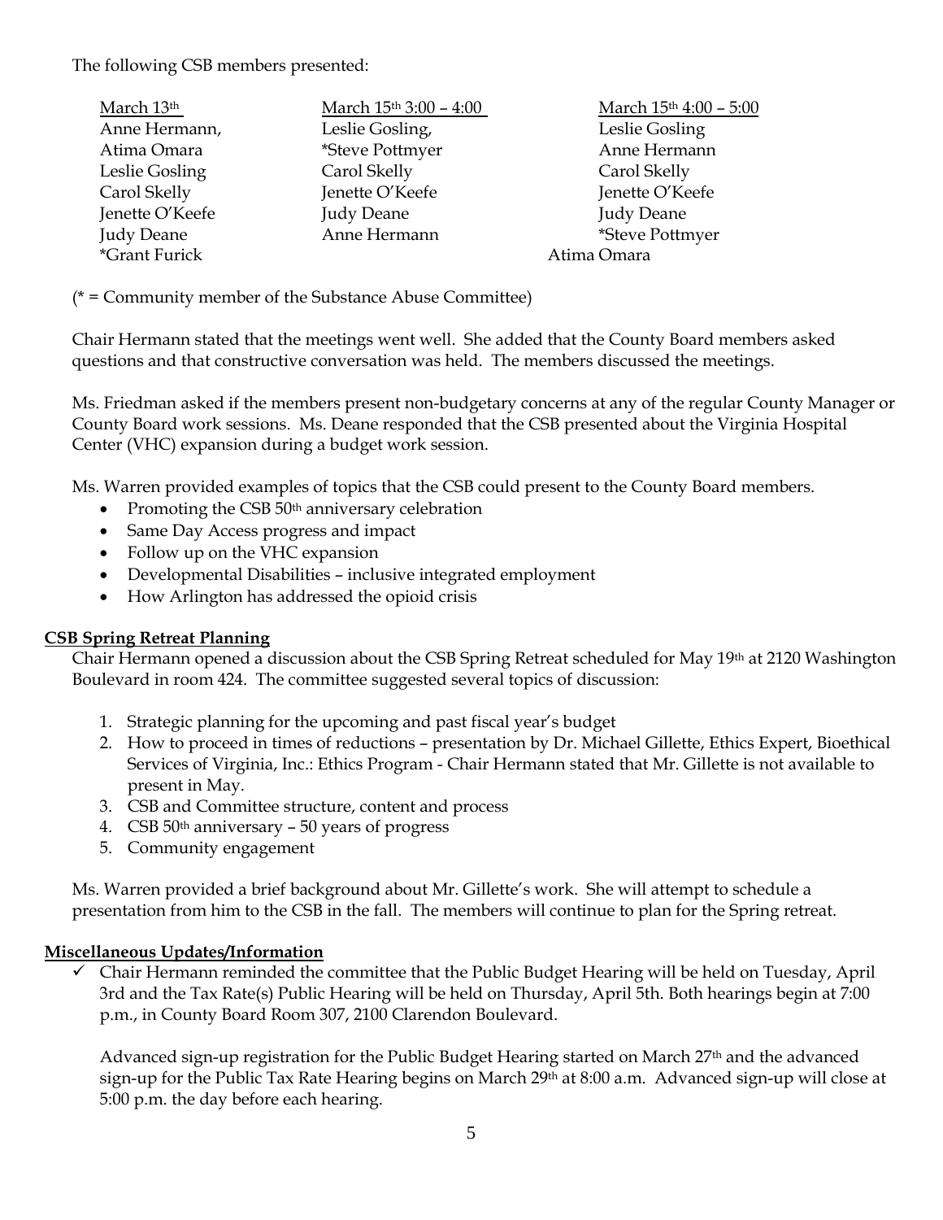The following CSB members presented:

| March 13th | March 15th 3:00 – 4:00 | March 15th 4:00 – 5:00 |
|---|---|---|
| Anne Hermann, | Leslie Gosling, | Leslie Gosling |
| Atima Omara | *Steve Pottmyer | Anne Hermann |
| Leslie Gosling | Carol Skelly | Carol Skelly |
| Carol Skelly | Jenette O'Keefe | Jenette O'Keefe |
| Jenette O'Keefe | Judy Deane | Judy Deane |
| Judy Deane | Anne Hermann | *Steve Pottmyer |
| *Grant Furick | | Atima Omara |

(* = Community member of the Substance Abuse Committee)

Chair Hermann stated that the meetings went well. She added that the County Board members asked questions and that constructive conversation was held. The members discussed the meetings.

Ms. Friedman asked if the members present non-budgetary concerns at any of the regular County Manager or County Board work sessions. Ms. Deane responded that the CSB presented about the Virginia Hospital Center (VHC) expansion during a budget work session.

Ms. Warren provided examples of topics that the CSB could present to the County Board members.

- Promoting the CSB 50th anniversary celebration
- Same Day Access progress and impact
- Follow up on the VHC expansion
- Developmental Disabilities – inclusive integrated employment
- How Arlington has addressed the opioid crisis

**CSB Spring Retreat Planning**

Chair Hermann opened a discussion about the CSB Spring Retreat scheduled for May 19th at 2120 Washington Boulevard in room 424. The committee suggested several topics of discussion:

1. Strategic planning for the upcoming and past fiscal year's budget
2. How to proceed in times of reductions – presentation by Dr. Michael Gillette, Ethics Expert, Bioethical Services of Virginia, Inc.: Ethics Program - Chair Hermann stated that Mr. Gillette is not available to present in May.
3. CSB and Committee structure, content and process
4. CSB 50th anniversary – 50 years of progress
5. Community engagement

Ms. Warren provided a brief background about Mr. Gillette's work. She will attempt to schedule a presentation from him to the CSB in the fall. The members will continue to plan for the Spring retreat.

**Miscellaneous Updates/Information**

✓ Chair Hermann reminded the committee that the Public Budget Hearing will be held on Tuesday, April 3rd and the Tax Rate(s) Public Hearing will be held on Thursday, April 5th. Both hearings begin at 7:00 p.m., in County Board Room 307, 2100 Clarendon Boulevard.

Advanced sign-up registration for the Public Budget Hearing started on March 27th and the advanced sign-up for the Public Tax Rate Hearing begins on March 29th at 8:00 a.m. Advanced sign-up will close at 5:00 p.m. the day before each hearing.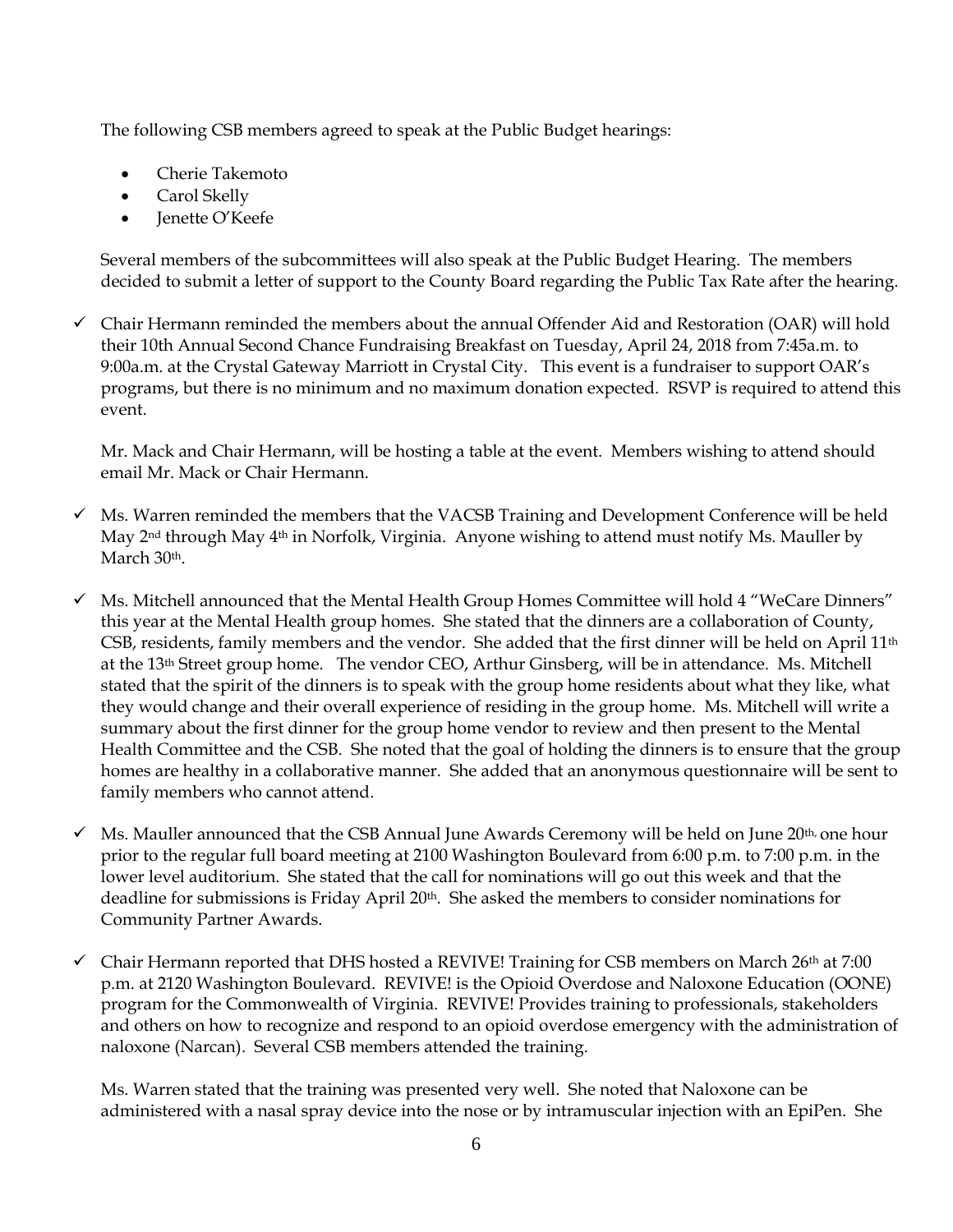The following CSB members agreed to speak at the Public Budget hearings:

- Cherie Takemoto
- Carol Skelly
- Jenette O'Keefe

Several members of the subcommittees will also speak at the Public Budget Hearing. The members decided to submit a letter of support to the County Board regarding the Public Tax Rate after the hearing.

- ✓ Chair Hermann reminded the members about the annual Offender Aid and Restoration (OAR) will hold their 10th Annual Second Chance Fundraising Breakfast on Tuesday, April 24, 2018 from 7:45a.m. to 9:00a.m. at the Crystal Gateway Marriott in Crystal City. This event is a fundraiser to support OAR's programs, but there is no minimum and no maximum donation expected. RSVP is required to attend this event.

  Mr. Mack and Chair Hermann, will be hosting a table at the event. Members wishing to attend should email Mr. Mack or Chair Hermann.

- ✓ Ms. Warren reminded the members that the VACSB Training and Development Conference will be held May 2nd through May 4th in Norfolk, Virginia. Anyone wishing to attend must notify Ms. Mauller by March 30th.

- ✓ Ms. Mitchell announced that the Mental Health Group Homes Committee will hold 4 "WeCare Dinners" this year at the Mental Health group homes. She stated that the dinners are a collaboration of County, CSB, residents, family members and the vendor. She added that the first dinner will be held on April 11th at the 13th Street group home. The vendor CEO, Arthur Ginsberg, will be in attendance. Ms. Mitchell stated that the spirit of the dinners is to speak with the group home residents about what they like, what they would change and their overall experience of residing in the group home. Ms. Mitchell will write a summary about the first dinner for the group home vendor to review and then present to the Mental Health Committee and the CSB. She noted that the goal of holding the dinners is to ensure that the group homes are healthy in a collaborative manner. She added that an anonymous questionnaire will be sent to family members who cannot attend.

- ✓ Ms. Mauller announced that the CSB Annual June Awards Ceremony will be held on June 20th, one hour prior to the regular full board meeting at 2100 Washington Boulevard from 6:00 p.m. to 7:00 p.m. in the lower level auditorium. She stated that the call for nominations will go out this week and that the deadline for submissions is Friday April 20th. She asked the members to consider nominations for Community Partner Awards.

- ✓ Chair Hermann reported that DHS hosted a REVIVE! Training for CSB members on March 26th at 7:00 p.m. at 2120 Washington Boulevard. REVIVE! is the Opioid Overdose and Naloxone Education (OONE) program for the Commonwealth of Virginia. REVIVE! Provides training to professionals, stakeholders and others on how to recognize and respond to an opioid overdose emergency with the administration of naloxone (Narcan). Several CSB members attended the training.

  Ms. Warren stated that the training was presented very well. She noted that Naloxone can be administered with a nasal spray device into the nose or by intramuscular injection with an EpiPen. She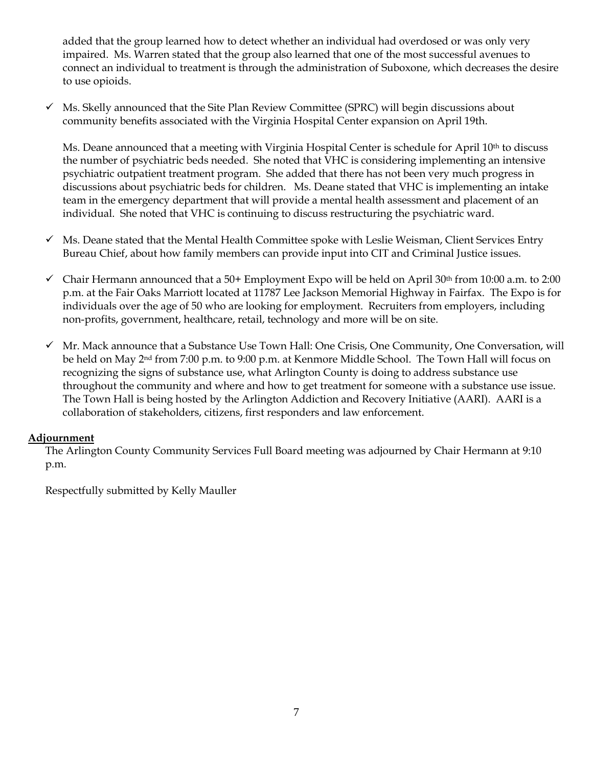added that the group learned how to detect whether an individual had overdosed or was only very impaired. Ms. Warren stated that the group also learned that one of the most successful avenues to connect an individual to treatment is through the administration of Suboxone, which decreases the desire to use opioids.

- ✓ Ms. Skelly announced that the Site Plan Review Committee (SPRC) will begin discussions about community benefits associated with the Virginia Hospital Center expansion on April 19th.

  Ms. Deane announced that a meeting with Virginia Hospital Center is schedule for April 10th to discuss the number of psychiatric beds needed. She noted that VHC is considering implementing an intensive psychiatric outpatient treatment program. She added that there has not been very much progress in discussions about psychiatric beds for children. Ms. Deane stated that VHC is implementing an intake team in the emergency department that will provide a mental health assessment and placement of an individual. She noted that VHC is continuing to discuss restructuring the psychiatric ward.

- ✓ Ms. Deane stated that the Mental Health Committee spoke with Leslie Weisman, Client Services Entry Bureau Chief, about how family members can provide input into CIT and Criminal Justice issues.

- ✓ Chair Hermann announced that a 50+ Employment Expo will be held on April 30th from 10:00 a.m. to 2:00 p.m. at the Fair Oaks Marriott located at 11787 Lee Jackson Memorial Highway in Fairfax. The Expo is for individuals over the age of 50 who are looking for employment. Recruiters from employers, including non-profits, government, healthcare, retail, technology and more will be on site.

- ✓ Mr. Mack announce that a Substance Use Town Hall: One Crisis, One Community, One Conversation, will be held on May 2nd from 7:00 p.m. to 9:00 p.m. at Kenmore Middle School. The Town Hall will focus on recognizing the signs of substance use, what Arlington County is doing to address substance use throughout the community and where and how to get treatment for someone with a substance use issue. The Town Hall is being hosted by the Arlington Addiction and Recovery Initiative (AARI). AARI is a collaboration of stakeholders, citizens, first responders and law enforcement.

**Adjournment**

The Arlington County Community Services Full Board meeting was adjourned by Chair Hermann at 9:10 p.m.

Respectfully submitted by Kelly Mauller